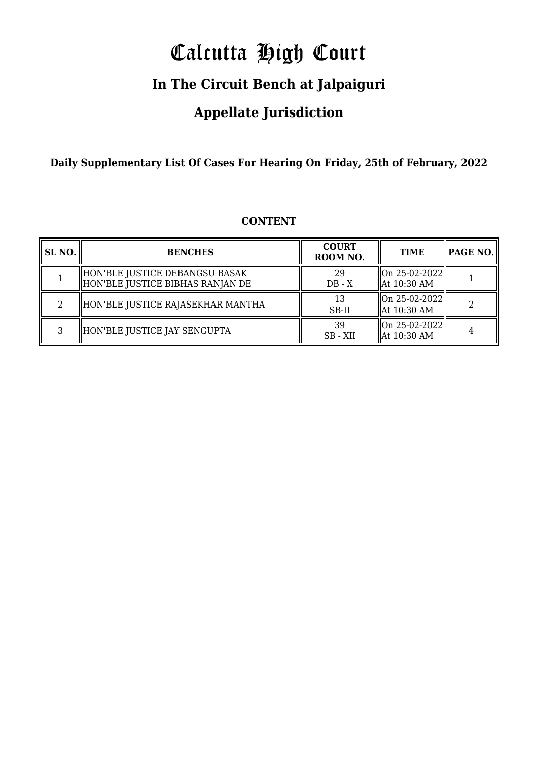# Calcutta High Court

## In The Circuit Bench at Jalpaiguri

## Appellate Jurisdiction

**Daily Supplementary List Of Cases For Hearing On Friday, 25th of February, 2022**

**CONTENT**

| SL NO. | BENCHES | COURT ROOM NO. | TIME | PAGE NO. |
|---|---|---|---|---|
| 1 | HON'BLE JUSTICE DEBANGSU BASAK<br>HON'BLE JUSTICE BIBHAS RANJAN DE | 29<br>DB - X | On 25-02-2022<br>At 10:30 AM | 1 |
| 2 | HON'BLE JUSTICE RAJASEKHAR MANTHA | 13<br>SB-II | On 25-02-2022<br>At 10:30 AM | 2 |
| 3 | HON'BLE JUSTICE JAY SENGUPTA | 39<br>SB - XII | On 25-02-2022<br>At 10:30 AM | 4 |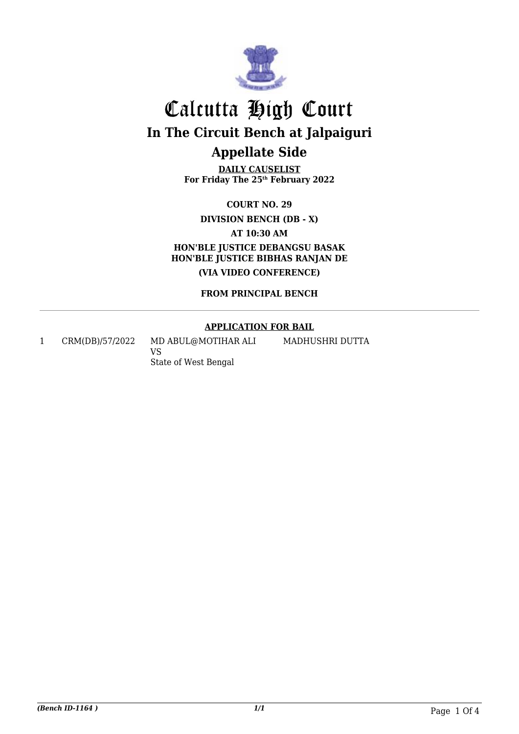# Calcutta High Court

## In The Circuit Bench at Jalpaiguri

## Appellate Side

**DAILY CAUSELIST**
**For Friday The 25th February 2022**

**COURT NO. 29**

**DIVISION BENCH (DB - X)**

**AT 10:30 AM**

**HON'BLE JUSTICE DEBANGSU BASAK**
**HON'BLE JUSTICE BIBHAS RANJAN DE**

**(VIA VIDEO CONFERENCE)**

**FROM PRINCIPAL BENCH**

---

**APPLICATION FOR BAIL**

| | | | |
|---|---|---|---|
| 1 | CRM(DB)/57/2022 | MD ABUL@MOTIHAR ALI<br>VS<br>State of West Bengal | MADHUSHRI DUTTA |

*(Bench ID-1164 )* 1/1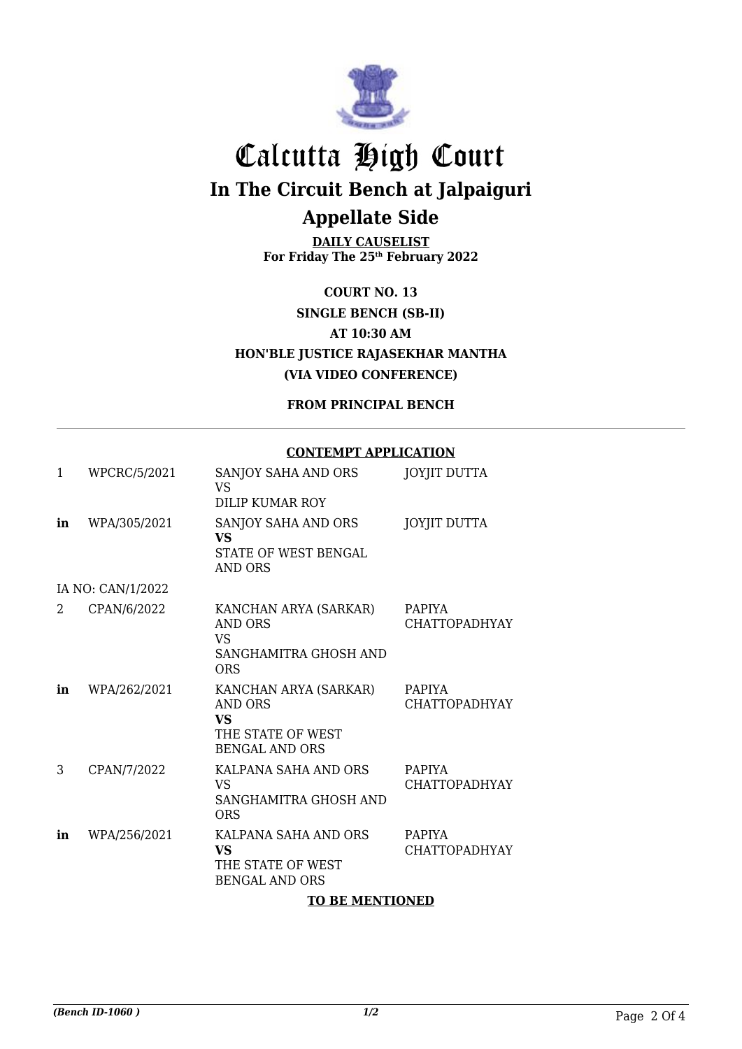# Calcutta High Court

## In The Circuit Bench at Jalpaiguri

## Appellate Side

**DAILY CAUSELIST**
**For Friday The 25th February 2022**

**COURT NO. 13**
**SINGLE BENCH (SB-II)**
**AT 10:30 AM**
**HON'BLE JUSTICE RAJASEKHAR MANTHA**
**(VIA VIDEO CONFERENCE)**

**FROM PRINCIPAL BENCH**

**CONTEMPT APPLICATION**

| | | | |
|---|---|---|---|
| 1 | WPCRC/5/2021 | SANJOY SAHA AND ORS VS DILIP KUMAR ROY | JOYJIT DUTTA |
| **in** | WPA/305/2021 | SANJOY SAHA AND ORS **VS** STATE OF WEST BENGAL AND ORS | JOYJIT DUTTA |
| IA NO: CAN/1/2022 | | | |
| 2 | CPAN/6/2022 | KANCHAN ARYA (SARKAR) AND ORS VS SANGHAMITRA GHOSH AND ORS | PAPIYA CHATTOPADHYAY |
| **in** | WPA/262/2021 | KANCHAN ARYA (SARKAR) AND ORS **VS** THE STATE OF WEST BENGAL AND ORS | PAPIYA CHATTOPADHYAY |
| 3 | CPAN/7/2022 | KALPANA SAHA AND ORS VS SANGHAMITRA GHOSH AND ORS | PAPIYA CHATTOPADHYAY |
| **in** | WPA/256/2021 | KALPANA SAHA AND ORS **VS** THE STATE OF WEST BENGAL AND ORS | PAPIYA CHATTOPADHYAY |

**TO BE MENTIONED**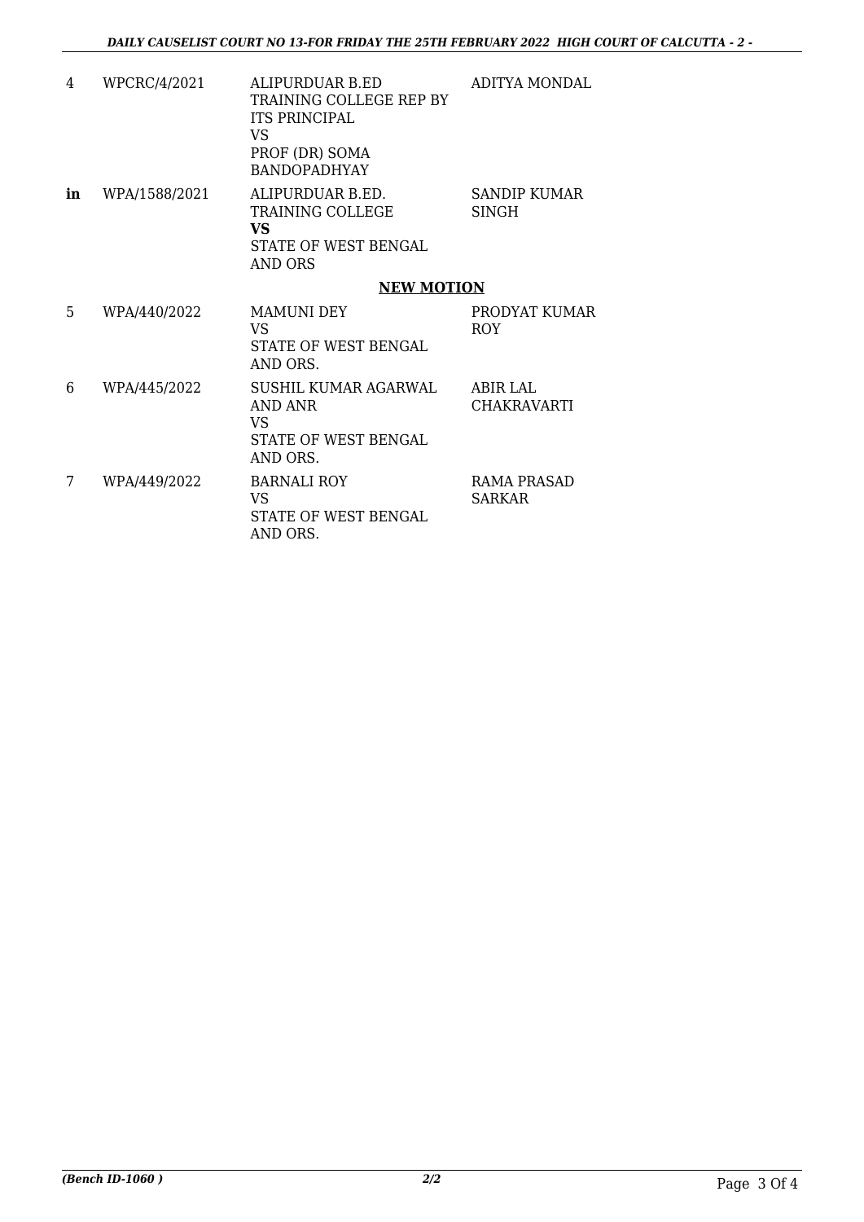| | | | |
|---|---|---|---|
| 4 | WPCRC/4/2021 | ALIPURDUAR B.ED TRAINING COLLEGE REP BY ITS PRINCIPAL<br>VS<br>PROF (DR) SOMA BANDOPADHYAY | ADITYA MONDAL |
| **in** | WPA/1588/2021 | ALIPURDUAR B.ED. TRAINING COLLEGE<br>**VS**<br>STATE OF WEST BENGAL AND ORS | SANDIP KUMAR SINGH |

**NEW MOTION**

| | | | |
|---|---|---|---|
| 5 | WPA/440/2022 | MAMUNI DEY<br>VS<br>STATE OF WEST BENGAL AND ORS. | PRODYAT KUMAR ROY |
| 6 | WPA/445/2022 | SUSHIL KUMAR AGARWAL AND ANR<br>VS<br>STATE OF WEST BENGAL AND ORS. | ABIR LAL CHAKRAVARTI |
| 7 | WPA/449/2022 | BARNALI ROY<br>VS<br>STATE OF WEST BENGAL AND ORS. | RAMA PRASAD SARKAR |

*(Bench ID-1060 )*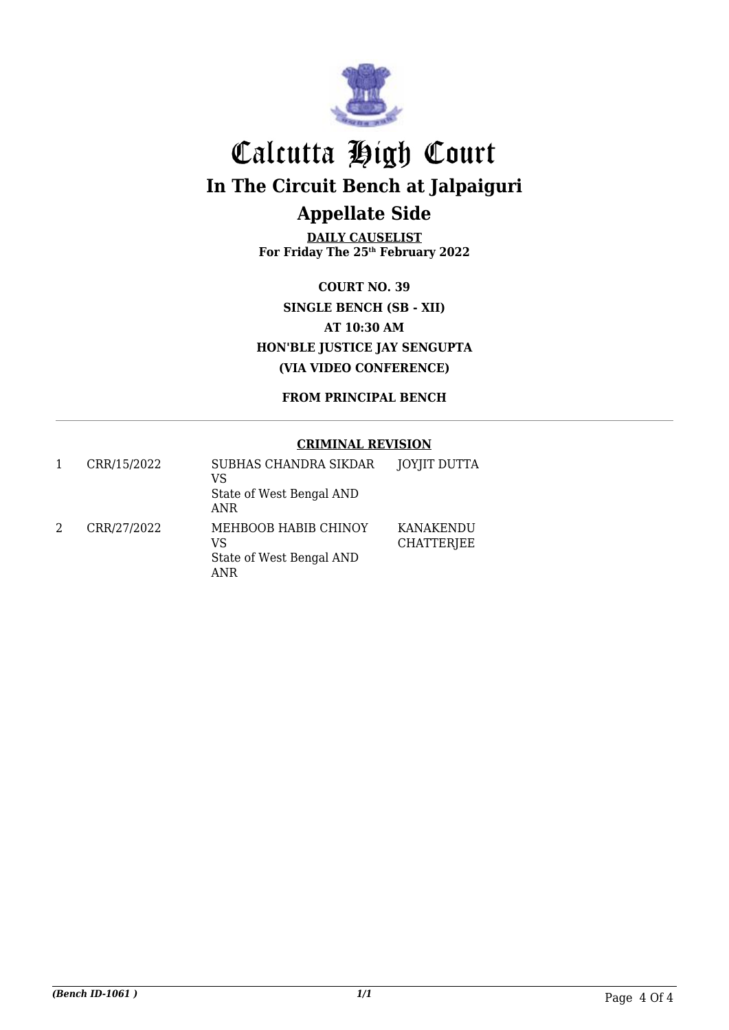# Calcutta High Court

## In The Circuit Bench at Jalpaiguri

## Appellate Side

**DAILY CAUSELIST**
**For Friday The 25th February 2022**

**COURT NO. 39**
**SINGLE BENCH (SB - XII)**
**AT 10:30 AM**
**HON'BLE JUSTICE JAY SENGUPTA**
**(VIA VIDEO CONFERENCE)**

**FROM PRINCIPAL BENCH**

**CRIMINAL REVISION**

| | | | |
|---|---|---|---|
| 1 | CRR/15/2022 | SUBHAS CHANDRA SIKDAR VS State of West Bengal AND ANR | JOYJIT DUTTA |
| 2 | CRR/27/2022 | MEHBOOB HABIB CHINOY VS State of West Bengal AND ANR | KANAKENDU CHATTERJEE |

*(Bench ID-1061 )*